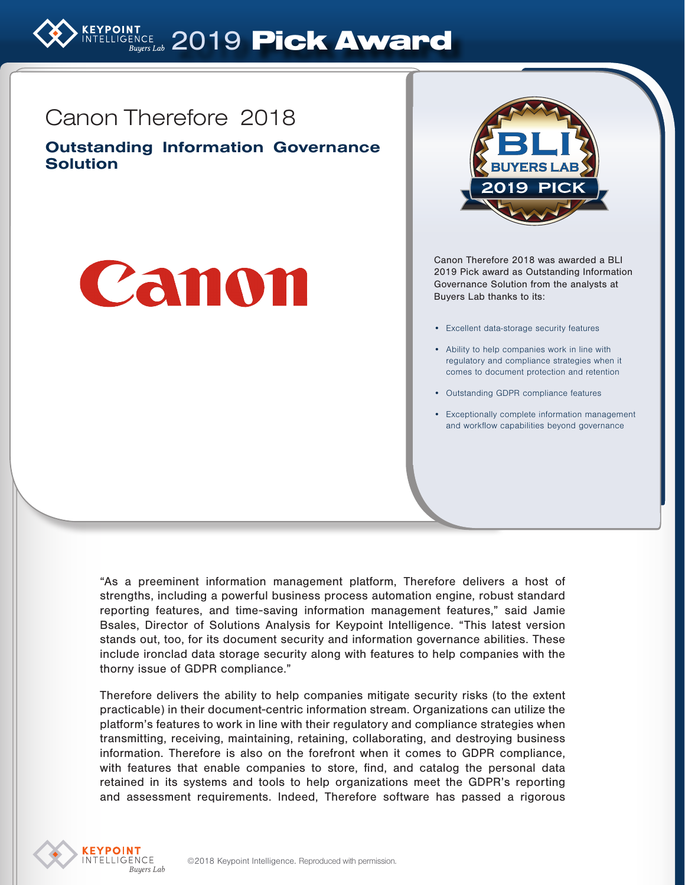# 2019 Pick Award

## Canon Therefore 2018

### Outstanding Information Governance Solution

Canon Therefore 2018 was awarded a BLI 2019 Pick award as Outstanding Information Governance Solution from the analysts at Buyers Lab thanks to its:

- Excellent data-storage security features
- Ability to help companies work in line with regulatory and compliance strategies when it comes to document protection and retention
- Outstanding GDPR compliance features
- Exceptionally complete information management and workflow capabilities beyond governance

"As a preeminent information management platform, Therefore delivers a host of strengths, including a powerful business process automation engine, robust standard reporting features, and time-saving information management features," said Jamie Bsales, Director of Solutions Analysis for Keypoint Intelligence. "This latest version stands out, too, for its document security and information governance abilities. These include ironclad data storage security along with features to help companies with the thorny issue of GDPR compliance."

Therefore delivers the ability to help companies mitigate security risks (to the extent practicable) in their document-centric information stream. Organizations can utilize the platform's features to work in line with their regulatory and compliance strategies when transmitting, receiving, maintaining, retaining, collaborating, and destroying business information. Therefore is also on the forefront when it comes to GDPR compliance, with features that enable companies to store, find, and catalog the personal data retained in its systems and tools to help organizations meet the GDPR's reporting and assessment requirements. Indeed, Therefore software has passed a rigorous

©2018 Keypoint Intelligence. Reproduced with permission.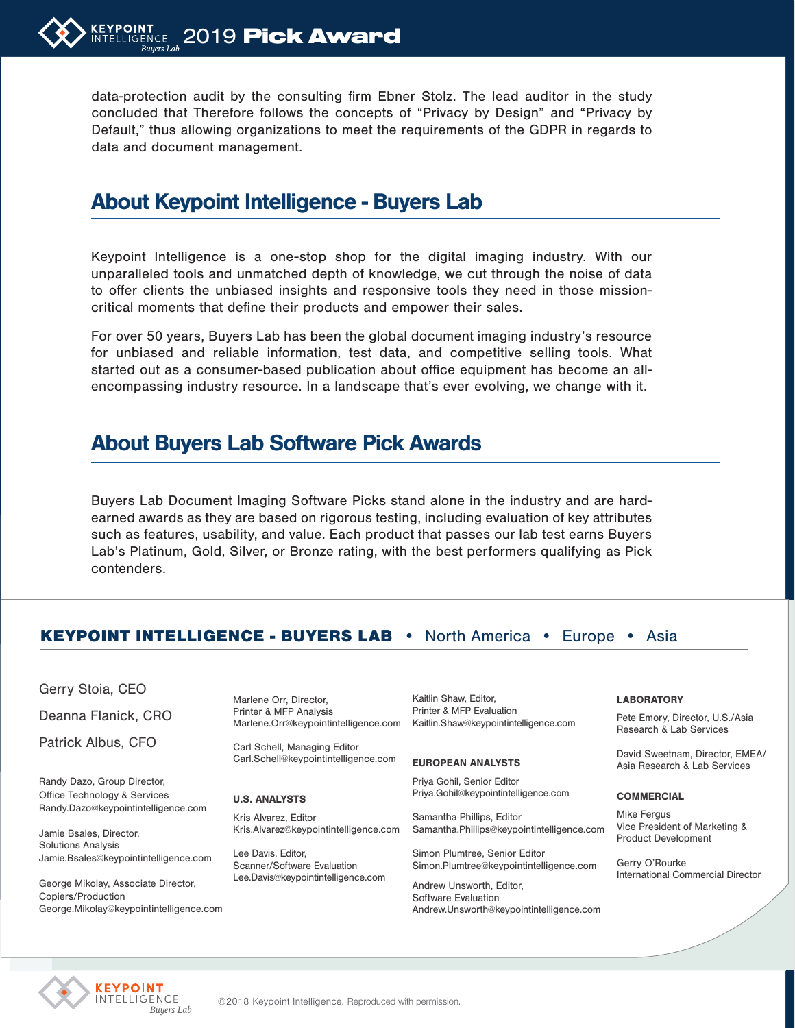data-protection audit by the consulting firm Ebner Stolz. The lead auditor in the study concluded that Therefore follows the concepts of “Privacy by Design” and “Privacy by Default,” thus allowing organizations to meet the requirements of the GDPR in regards to data and document management.

## About Keypoint Intelligence - Buyers Lab

Keypoint Intelligence is a one-stop shop for the digital imaging industry. With our unparalleled tools and unmatched depth of knowledge, we cut through the noise of data to offer clients the unbiased insights and responsive tools they need in those mission-critical moments that define their products and empower their sales.

For over 50 years, Buyers Lab has been the global document imaging industry’s resource for unbiased and reliable information, test data, and competitive selling tools. What started out as a consumer-based publication about office equipment has become an all-encompassing industry resource. In a landscape that’s ever evolving, we change with it.

## About Buyers Lab Software Pick Awards

Buyers Lab Document Imaging Software Picks stand alone in the industry and are hard-earned awards as they are based on rigorous testing, including evaluation of key attributes such as features, usability, and value. Each product that passes our lab test earns Buyers Lab’s Platinum, Gold, Silver, or Bronze rating, with the best performers qualifying as Pick contenders.

### KEYPOINT INTELLIGENCE - BUYERS LAB • North America • Europe • Asia

Gerry Stoia, CEO

Deanna Flanick, CRO

Patrick Albus, CFO

Randy Dazo, Group Director,
Office Technology & Services
Randy.Dazo@keypointintelligence.com

Jamie Bsales, Director,
Solutions Analysis
Jamie.Bsales@keypointintelligence.com

George Mikolay, Associate Director,
Copiers/Production
George.Mikolay@keypointintelligence.com

Marlene Orr, Director,
Printer & MFP Analysis
Marlene.Orr@keypointintelligence.com

Carl Schell, Managing Editor
Carl.Schell@keypointintelligence.com

**U.S. ANALYSTS**

Kris Alvarez, Editor
Kris.Alvarez@keypointintelligence.com

Lee Davis, Editor,
Scanner/Software Evaluation
Lee.Davis@keypointintelligence.com

Kaitlin Shaw, Editor,
Printer & MFP Evaluation
Kaitlin.Shaw@keypointintelligence.com

**EUROPEAN ANALYSTS**

Priya Gohil, Senior Editor
Priya.Gohil@keypointintelligence.com

Samantha Phillips, Editor
Samantha.Phillips@keypointintelligence.com

Simon Plumtree, Senior Editor
Simon.Plumtree@keypointintelligence.com

Andrew Unsworth, Editor,
Software Evaluation
Andrew.Unsworth@keypointintelligence.com

**LABORATORY**

Pete Emory, Director, U.S./Asia
Research & Lab Services

David Sweetnam, Director, EMEA/
Asia Research & Lab Services

**COMMERCIAL**

Mike Fergus
Vice President of Marketing &
Product Development

Gerry O’Rourke
International Commercial Director

©2018 Keypoint Intelligence. Reproduced with permission.